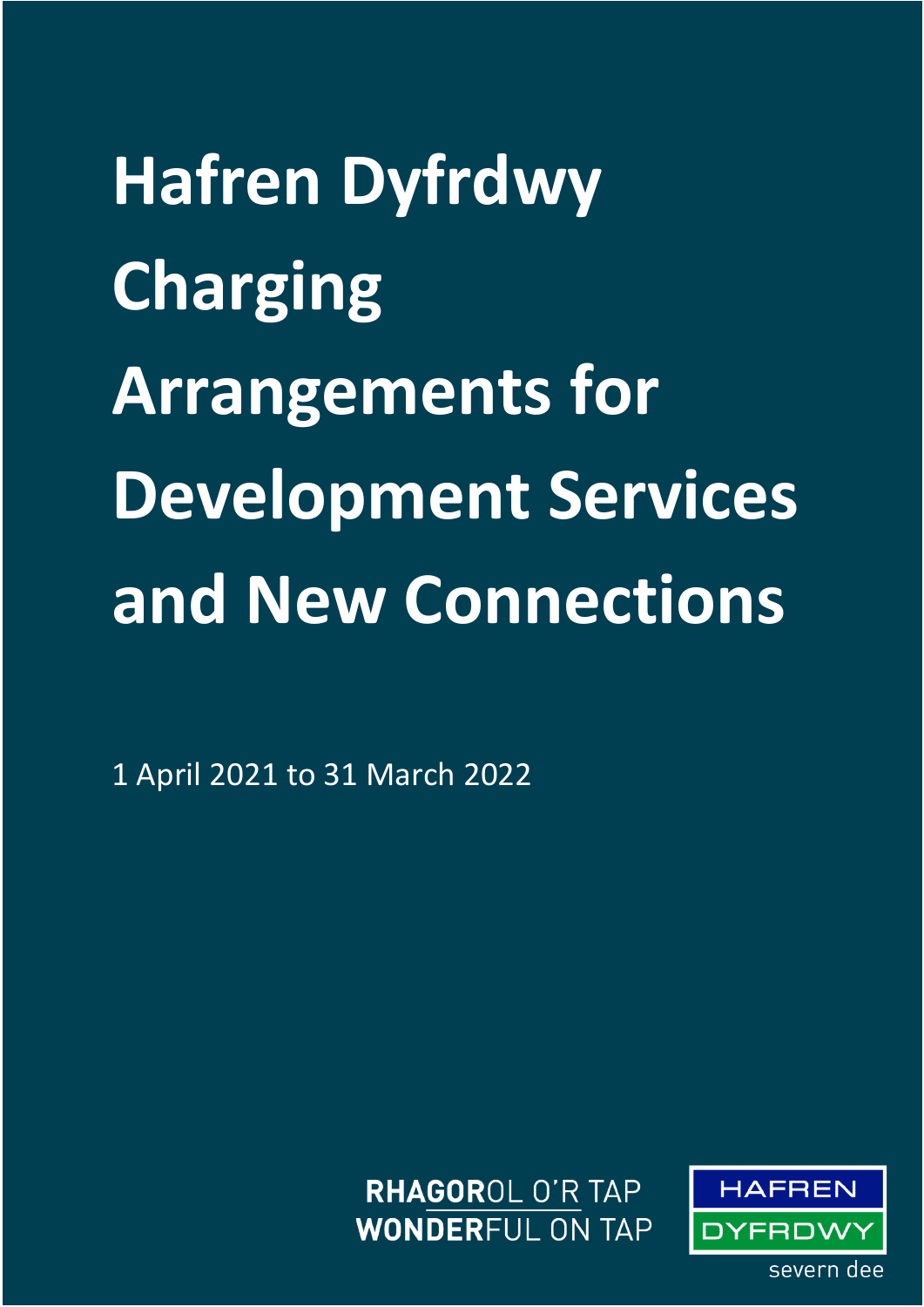# Hafren Dyfrdwy Charging Arrangements for Development Services and New Connections

1 April 2021 to 31 March 2022

RHAGOROL O'R TAP
WONDERFUL ON TAP

HAFREN
DYFRDWY
severn dee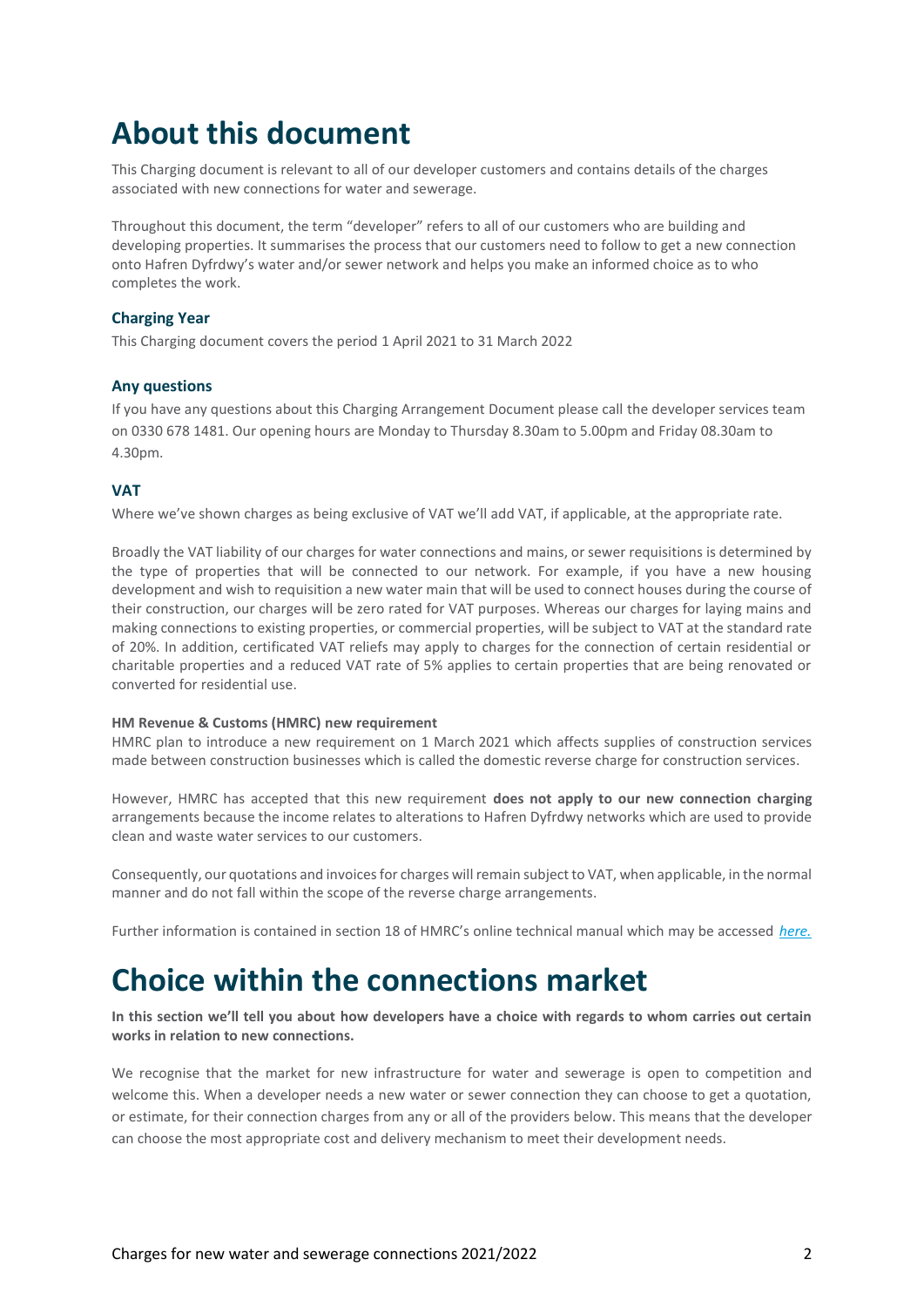# About this document

This Charging document is relevant to all of our developer customers and contains details of the charges associated with new connections for water and sewerage.

Throughout this document, the term "developer" refers to all of our customers who are building and developing properties. It summarises the process that our customers need to follow to get a new connection onto Hafren Dyfrdwy's water and/or sewer network and helps you make an informed choice as to who completes the work.

### Charging Year

This Charging document covers the period 1 April 2021 to 31 March 2022

### Any questions

If you have any questions about this Charging Arrangement Document please call the developer services team on 0330 678 1481. Our opening hours are Monday to Thursday 8.30am to 5.00pm and Friday 08.30am to 4.30pm.

### VAT

Where we've shown charges as being exclusive of VAT we'll add VAT, if applicable, at the appropriate rate.

Broadly the VAT liability of our charges for water connections and mains, or sewer requisitions is determined by the type of properties that will be connected to our network. For example, if you have a new housing development and wish to requisition a new water main that will be used to connect houses during the course of their construction, our charges will be zero rated for VAT purposes. Whereas our charges for laying mains and making connections to existing properties, or commercial properties, will be subject to VAT at the standard rate of 20%. In addition, certificated VAT reliefs may apply to charges for the connection of certain residential or charitable properties and a reduced VAT rate of 5% applies to certain properties that are being renovated or converted for residential use.

**HM Revenue & Customs (HMRC) new requirement**

HMRC plan to introduce a new requirement on 1 March 2021 which affects supplies of construction services made between construction businesses which is called the domestic reverse charge for construction services.

However, HMRC has accepted that this new requirement **does not apply to our new connection charging** arrangements because the income relates to alterations to Hafren Dyfrdwy networks which are used to provide clean and waste water services to our customers.

Consequently, our quotations and invoices for charges will remain subject to VAT, when applicable, in the normal manner and do not fall within the scope of the reverse charge arrangements.

Further information is contained in section 18 of HMRC's online technical manual which may be accessed *here.*

# Choice within the connections market

**In this section we'll tell you about how developers have a choice with regards to whom carries out certain works in relation to new connections.**

We recognise that the market for new infrastructure for water and sewerage is open to competition and welcome this. When a developer needs a new water or sewer connection they can choose to get a quotation, or estimate, for their connection charges from any or all of the providers below. This means that the developer can choose the most appropriate cost and delivery mechanism to meet their development needs.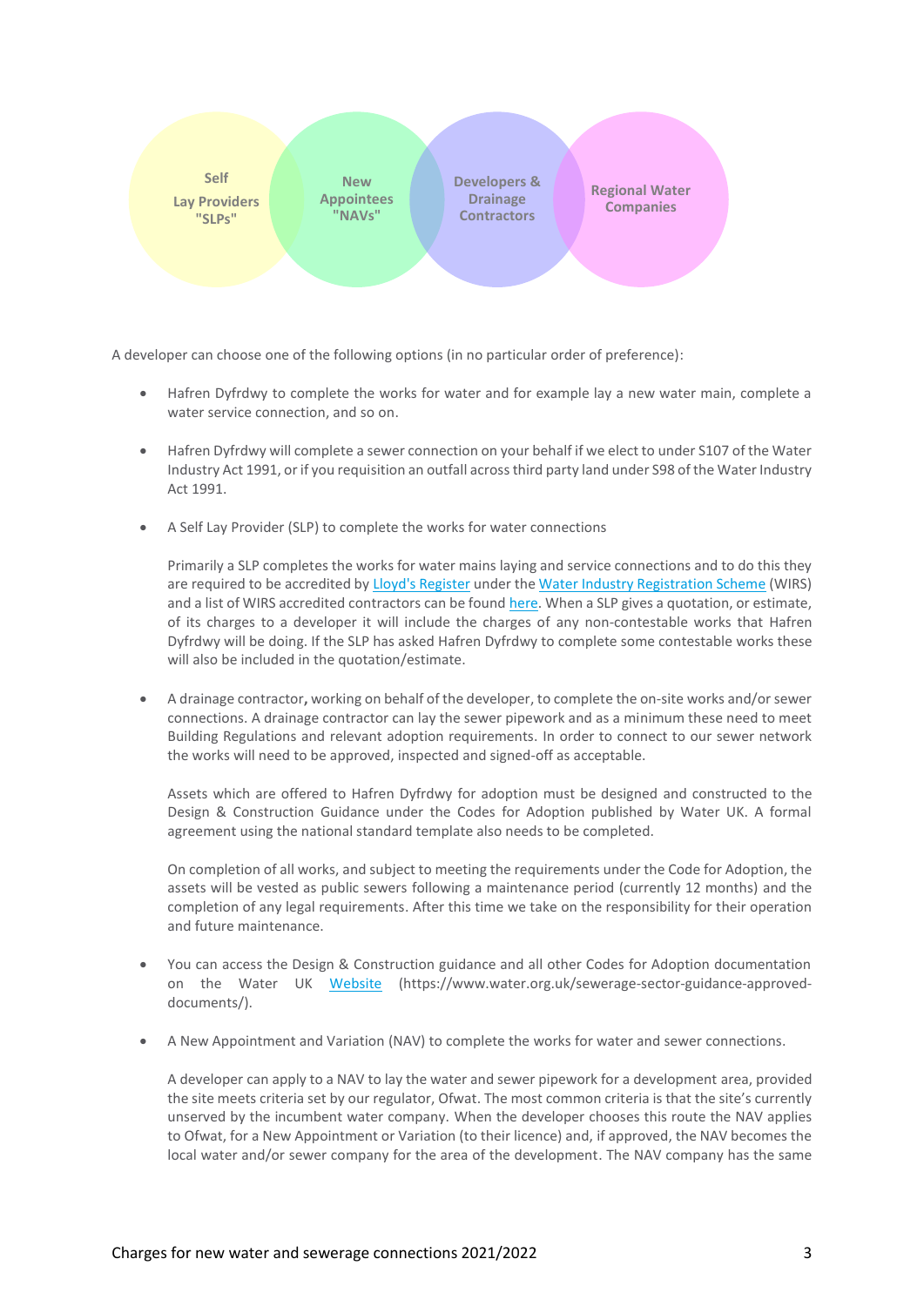Self Lay Providers "SLPs"

New Appointees "NAVs"

Developers & Drainage Contractors

Regional Water Companies

A developer can choose one of the following options (in no particular order of preference):

- Hafren Dyfrdwy to complete the works for water and for example lay a new water main, complete a water service connection, and so on.

- Hafren Dyfrdwy will complete a sewer connection on your behalf if we elect to under S107 of the Water Industry Act 1991, or if you requisition an outfall across third party land under S98 of the Water Industry Act 1991.

- A Self Lay Provider (SLP) to complete the works for water connections

  Primarily a SLP completes the works for water mains laying and service connections and to do this they are required to be accredited by [Lloyd's Register](#) under the [Water Industry Registration Scheme](#) (WIRS) and a list of WIRS accredited contractors can be found [here](#). When a SLP gives a quotation, or estimate, of its charges to a developer it will include the charges of any non-contestable works that Hafren Dyfrdwy will be doing. If the SLP has asked Hafren Dyfrdwy to complete some contestable works these will also be included in the quotation/estimate.

- A drainage contractor**,** working on behalf of the developer, to complete the on-site works and/or sewer connections. A drainage contractor can lay the sewer pipework and as a minimum these need to meet Building Regulations and relevant adoption requirements. In order to connect to our sewer network the works will need to be approved, inspected and signed-off as acceptable.

  Assets which are offered to Hafren Dyfrdwy for adoption must be designed and constructed to the Design & Construction Guidance under the Codes for Adoption published by Water UK. A formal agreement using the national standard template also needs to be completed.

  On completion of all works, and subject to meeting the requirements under the Code for Adoption, the assets will be vested as public sewers following a maintenance period (currently 12 months) and the completion of any legal requirements. After this time we take on the responsibility for their operation and future maintenance.

- You can access the Design & Construction guidance and all other Codes for Adoption documentation on the Water UK [Website](https://www.water.org.uk/sewerage-sector-guidance-approved-documents/) (https://www.water.org.uk/sewerage-sector-guidance-approved-documents/).

- A New Appointment and Variation (NAV) to complete the works for water and sewer connections.

  A developer can apply to a NAV to lay the water and sewer pipework for a development area, provided the site meets criteria set by our regulator, Ofwat. The most common criteria is that the site's currently unserved by the incumbent water company. When the developer chooses this route the NAV applies to Ofwat, for a New Appointment or Variation (to their licence) and, if approved, the NAV becomes the local water and/or sewer company for the area of the development. The NAV company has the same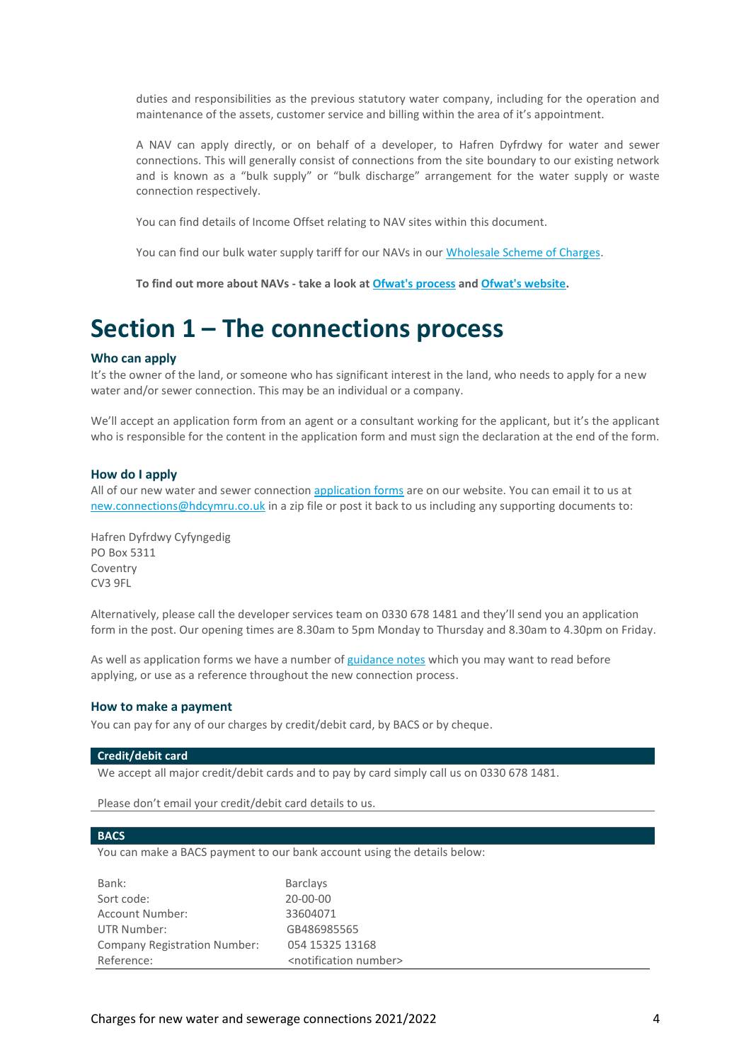duties and responsibilities as the previous statutory water company, including for the operation and maintenance of the assets, customer service and billing within the area of it's appointment.

A NAV can apply directly, or on behalf of a developer, to Hafren Dyfrdwy for water and sewer connections. This will generally consist of connections from the site boundary to our existing network and is known as a "bulk supply" or "bulk discharge" arrangement for the water supply or waste connection respectively.

You can find details of Income Offset relating to NAV sites within this document.

You can find our bulk water supply tariff for our NAVs in our Wholesale Scheme of Charges.

**To find out more about NAVs - take a look at Ofwat's process and Ofwat's website.**

# Section 1 – The connections process

### Who can apply

It's the owner of the land, or someone who has significant interest in the land, who needs to apply for a new water and/or sewer connection. This may be an individual or a company.

We'll accept an application form from an agent or a consultant working for the applicant, but it's the applicant who is responsible for the content in the application form and must sign the declaration at the end of the form.

### How do I apply

All of our new water and sewer connection application forms are on our website. You can email it to us at new.connections@hdcymru.co.uk in a zip file or post it back to us including any supporting documents to:

Hafren Dyfrdwy Cyfyngedig
PO Box 5311
Coventry
CV3 9FL

Alternatively, please call the developer services team on 0330 678 1481 and they'll send you an application form in the post. Our opening times are 8.30am to 5pm Monday to Thursday and 8.30am to 4.30pm on Friday.

As well as application forms we have a number of guidance notes which you may want to read before applying, or use as a reference throughout the new connection process.

### How to make a payment

You can pay for any of our charges by credit/debit card, by BACS or by cheque.

**Credit/debit card**

We accept all major credit/debit cards and to pay by card simply call us on 0330 678 1481.

Please don't email your credit/debit card details to us.

**BACS**

You can make a BACS payment to our bank account using the details below:

| | |
|---|---|
| Bank: | Barclays |
| Sort code: | 20-00-00 |
| Account Number: | 33604071 |
| UTR Number: | GB486985565 |
| Company Registration Number: | 054 15325 13168 |
| Reference: | <notification number> |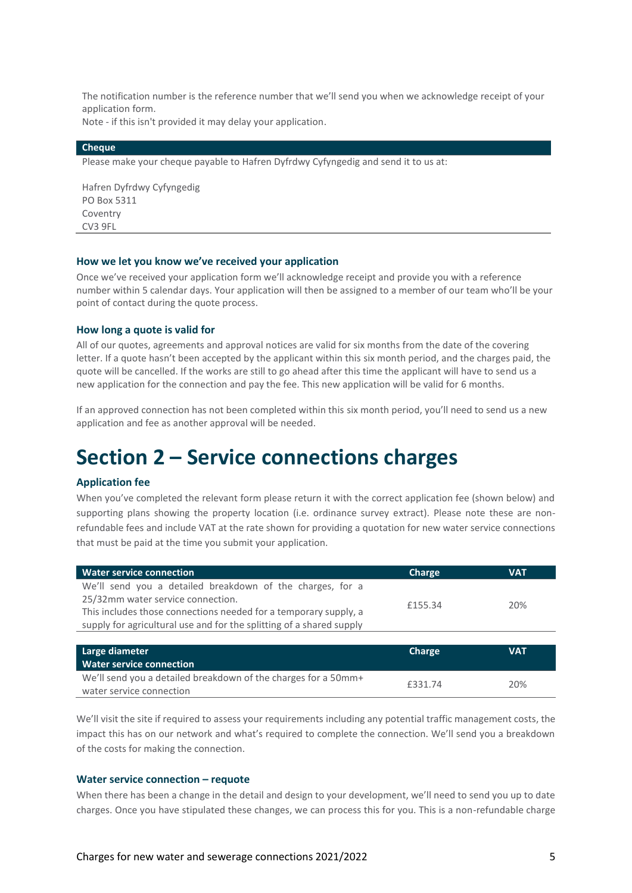The notification number is the reference number that we'll send you when we acknowledge receipt of your application form.
Note - if this isn't provided it may delay your application.

| Cheque |
| --- |
| Please make your cheque payable to Hafren Dyfrdwy Cyfyngedig and send it to us at:<br><br>Hafren Dyfrdwy Cyfyngedig<br>PO Box 5311<br>Coventry<br>CV3 9FL |

### How we let you know we've received your application

Once we've received your application form we'll acknowledge receipt and provide you with a reference number within 5 calendar days. Your application will then be assigned to a member of our team who'll be your point of contact during the quote process.

### How long a quote is valid for

All of our quotes, agreements and approval notices are valid for six months from the date of the covering letter. If a quote hasn't been accepted by the applicant within this six month period, and the charges paid, the quote will be cancelled. If the works are still to go ahead after this time the applicant will have to send us a new application for the connection and pay the fee. This new application will be valid for 6 months.

If an approved connection has not been completed within this six month period, you'll need to send us a new application and fee as another approval will be needed.

# Section 2 – Service connections charges

### Application fee

When you've completed the relevant form please return it with the correct application fee (shown below) and supporting plans showing the property location (i.e. ordinance survey extract). Please note these are non-refundable fees and include VAT at the rate shown for providing a quotation for new water service connections that must be paid at the time you submit your application.

| Water service connection | Charge | VAT |
| --- | --- | --- |
| We'll send you a detailed breakdown of the charges, for a 25/32mm water service connection.<br>This includes those connections needed for a temporary supply, a supply for agricultural use and for the splitting of a shared supply | £155.34 | 20% |

| Large diameter Water service connection | Charge | VAT |
| --- | --- | --- |
| We'll send you a detailed breakdown of the charges for a 50mm+ water service connection | £331.74 | 20% |

We'll visit the site if required to assess your requirements including any potential traffic management costs, the impact this has on our network and what's required to complete the connection. We'll send you a breakdown of the costs for making the connection.

### Water service connection – requote

When there has been a change in the detail and design to your development, we'll need to send you up to date charges. Once you have stipulated these changes, we can process this for you. This is a non-refundable charge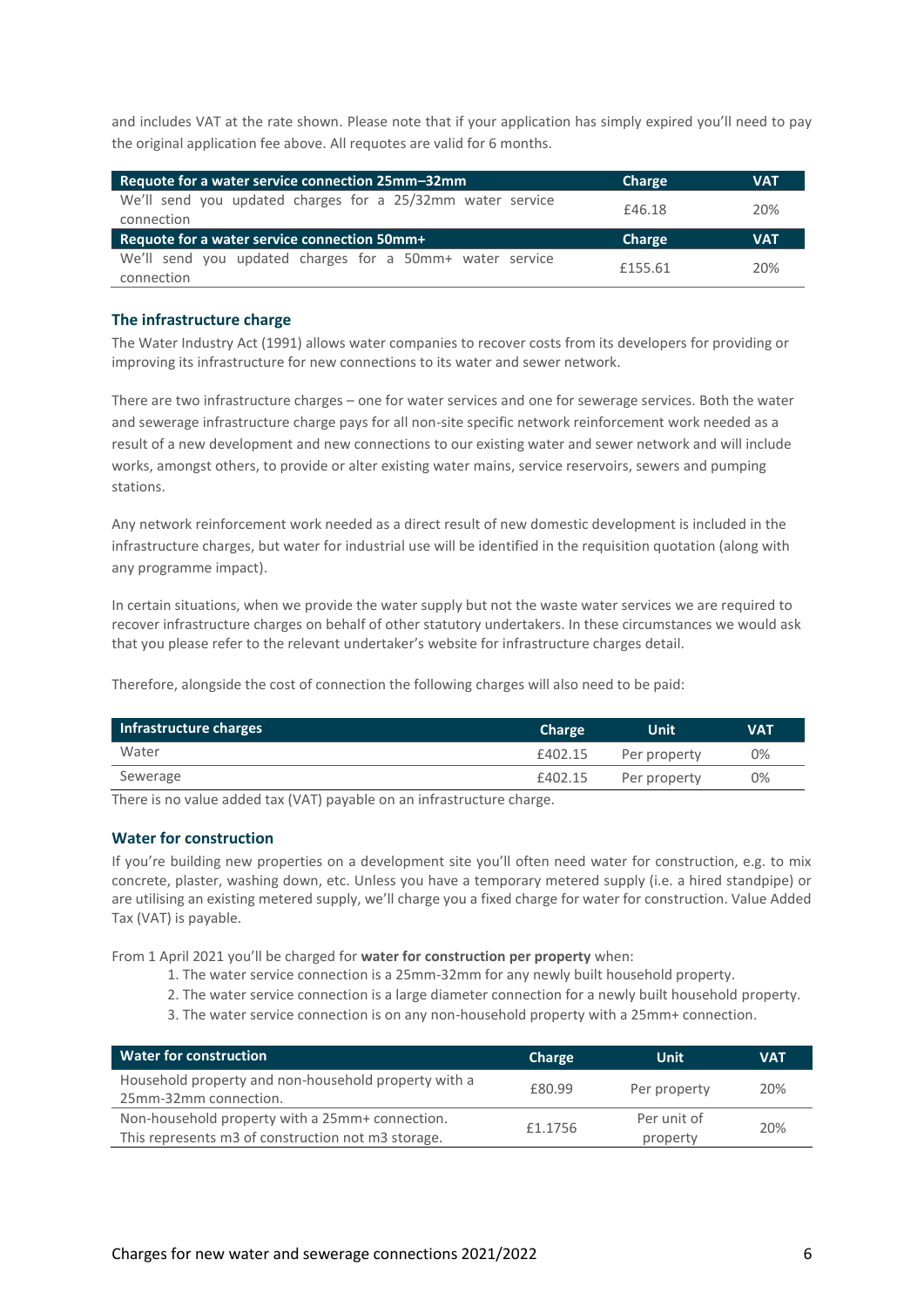and includes VAT at the rate shown. Please note that if your application has simply expired you'll need to pay the original application fee above. All requotes are valid for 6 months.

| Requote for a water service connection 25mm–32mm | Charge | VAT |
|---|---|---|
| We'll send you updated charges for a 25/32mm water service connection | £46.18 | 20% |
| **Requote for a water service connection 50mm+** | **Charge** | **VAT** |
| We'll send you updated charges for a 50mm+ water service connection | £155.61 | 20% |

### The infrastructure charge

The Water Industry Act (1991) allows water companies to recover costs from its developers for providing or improving its infrastructure for new connections to its water and sewer network.

There are two infrastructure charges – one for water services and one for sewerage services. Both the water and sewerage infrastructure charge pays for all non-site specific network reinforcement work needed as a result of a new development and new connections to our existing water and sewer network and will include works, amongst others, to provide or alter existing water mains, service reservoirs, sewers and pumping stations.

Any network reinforcement work needed as a direct result of new domestic development is included in the infrastructure charges, but water for industrial use will be identified in the requisition quotation (along with any programme impact).

In certain situations, when we provide the water supply but not the waste water services we are required to recover infrastructure charges on behalf of other statutory undertakers. In these circumstances we would ask that you please refer to the relevant undertaker's website for infrastructure charges detail.

Therefore, alongside the cost of connection the following charges will also need to be paid:

| Infrastructure charges | Charge | Unit | VAT |
|---|---|---|---|
| Water | £402.15 | Per property | 0% |
| Sewerage | £402.15 | Per property | 0% |

There is no value added tax (VAT) payable on an infrastructure charge.

### Water for construction

If you're building new properties on a development site you'll often need water for construction, e.g. to mix concrete, plaster, washing down, etc. Unless you have a temporary metered supply (i.e. a hired standpipe) or are utilising an existing metered supply, we'll charge you a fixed charge for water for construction. Value Added Tax (VAT) is payable.

From 1 April 2021 you'll be charged for **water for construction per property** when:

1. The water service connection is a 25mm-32mm for any newly built household property.
2. The water service connection is a large diameter connection for a newly built household property.
3. The water service connection is on any non-household property with a 25mm+ connection.

| Water for construction | Charge | Unit | VAT |
|---|---|---|---|
| Household property and non-household property with a 25mm-32mm connection. | £80.99 | Per property | 20% |
| Non-household property with a 25mm+ connection. This represents m3 of construction not m3 storage. | £1.1756 | Per unit of property | 20% |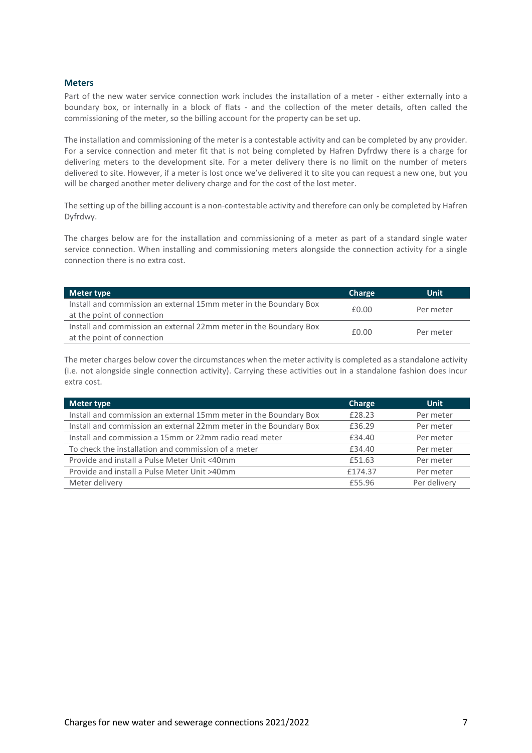## Meters

Part of the new water service connection work includes the installation of a meter - either externally into a boundary box, or internally in a block of flats - and the collection of the meter details, often called the commissioning of the meter, so the billing account for the property can be set up.

The installation and commissioning of the meter is a contestable activity and can be completed by any provider. For a service connection and meter fit that is not being completed by Hafren Dyfrdwy there is a charge for delivering meters to the development site. For a meter delivery there is no limit on the number of meters delivered to site. However, if a meter is lost once we've delivered it to site you can request a new one, but you will be charged another meter delivery charge and for the cost of the lost meter.

The setting up of the billing account is a non-contestable activity and therefore can only be completed by Hafren Dyfrdwy.

The charges below are for the installation and commissioning of a meter as part of a standard single water service connection. When installing and commissioning meters alongside the connection activity for a single connection there is no extra cost.

| Meter type | Charge | Unit |
|---|---|---|
| Install and commission an external 15mm meter in the Boundary Box at the point of connection | £0.00 | Per meter |
| Install and commission an external 22mm meter in the Boundary Box at the point of connection | £0.00 | Per meter |

The meter charges below cover the circumstances when the meter activity is completed as a standalone activity (i.e. not alongside single connection activity). Carrying these activities out in a standalone fashion does incur extra cost.

| Meter type | Charge | Unit |
|---|---|---|
| Install and commission an external 15mm meter in the Boundary Box | £28.23 | Per meter |
| Install and commission an external 22mm meter in the Boundary Box | £36.29 | Per meter |
| Install and commission a 15mm or 22mm radio read meter | £34.40 | Per meter |
| To check the installation and commission of a meter | £34.40 | Per meter |
| Provide and install a Pulse Meter Unit <40mm | £51.63 | Per meter |
| Provide and install a Pulse Meter Unit >40mm | £174.37 | Per meter |
| Meter delivery | £55.96 | Per delivery |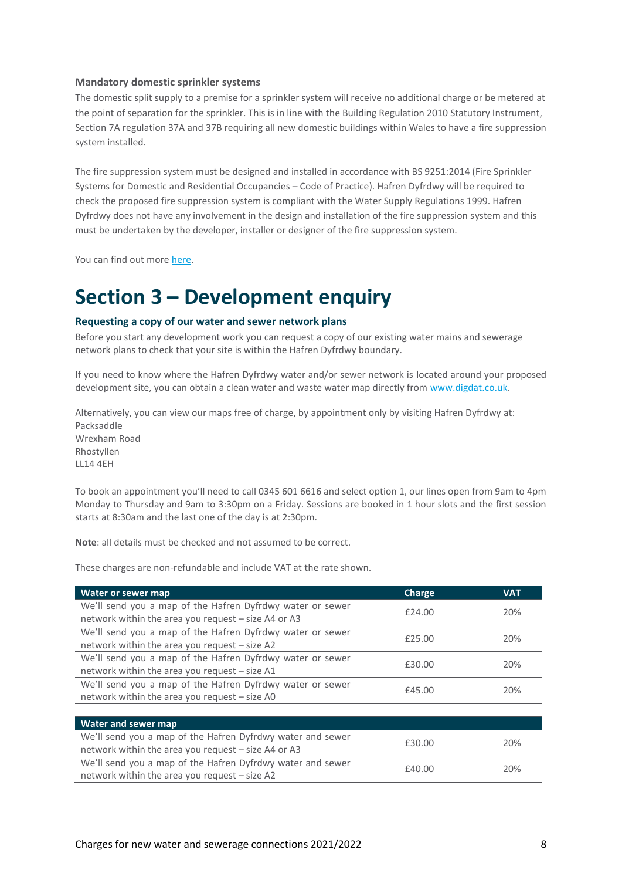### Mandatory domestic sprinkler systems

The domestic split supply to a premise for a sprinkler system will receive no additional charge or be metered at the point of separation for the sprinkler. This is in line with the Building Regulation 2010 Statutory Instrument, Section 7A regulation 37A and 37B requiring all new domestic buildings within Wales to have a fire suppression system installed.

The fire suppression system must be designed and installed in accordance with BS 9251:2014 (Fire Sprinkler Systems for Domestic and Residential Occupancies – Code of Practice). Hafren Dyfrdwy will be required to check the proposed fire suppression system is compliant with the Water Supply Regulations 1999. Hafren Dyfrdwy does not have any involvement in the design and installation of the fire suppression system and this must be undertaken by the developer, installer or designer of the fire suppression system.

You can find out more here.

# Section 3 – Development enquiry

### Requesting a copy of our water and sewer network plans

Before you start any development work you can request a copy of our existing water mains and sewerage network plans to check that your site is within the Hafren Dyfrdwy boundary.

If you need to know where the Hafren Dyfrdwy water and/or sewer network is located around your proposed development site, you can obtain a clean water and waste water map directly from www.digdat.co.uk.

Alternatively, you can view our maps free of charge, by appointment only by visiting Hafren Dyfrdwy at:
Packsaddle
Wrexham Road
Rhostyllen
LL14 4EH

To book an appointment you'll need to call 0345 601 6616 and select option 1, our lines open from 9am to 4pm Monday to Thursday and 9am to 3:30pm on a Friday. Sessions are booked in 1 hour slots and the first session starts at 8:30am and the last one of the day is at 2:30pm.

**Note**: all details must be checked and not assumed to be correct.

These charges are non-refundable and include VAT at the rate shown.

| Water or sewer map | Charge | VAT |
|---|---|---|
| We'll send you a map of the Hafren Dyfrdwy water or sewer network within the area you request – size A4 or A3 | £24.00 | 20% |
| We'll send you a map of the Hafren Dyfrdwy water or sewer network within the area you request – size A2 | £25.00 | 20% |
| We'll send you a map of the Hafren Dyfrdwy water or sewer network within the area you request – size A1 | £30.00 | 20% |
| We'll send you a map of the Hafren Dyfrdwy water or sewer network within the area you request – size A0 | £45.00 | 20% |

| Water and sewer map | | |
|---|---|---|
| We'll send you a map of the Hafren Dyfrdwy water and sewer network within the area you request – size A4 or A3 | £30.00 | 20% |
| We'll send you a map of the Hafren Dyfrdwy water and sewer network within the area you request – size A2 | £40.00 | 20% |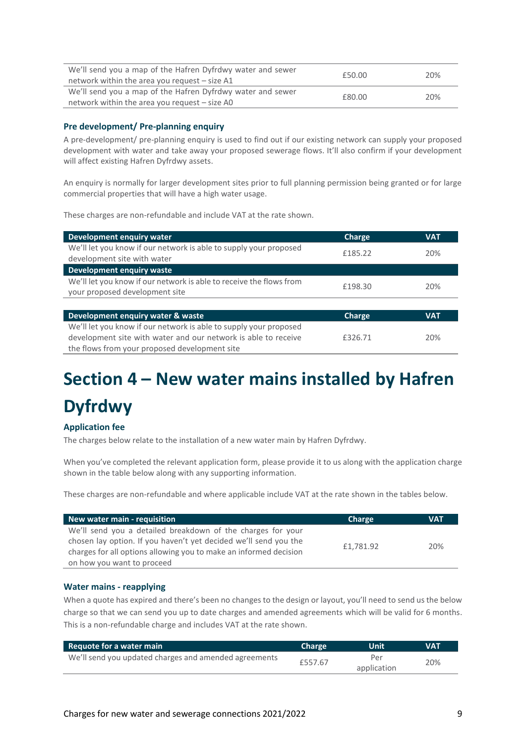| | | |
|---|---|---|
| We'll send you a map of the Hafren Dyfrdwy water and sewer network within the area you request – size A1 | £50.00 | 20% |
| We'll send you a map of the Hafren Dyfrdwy water and sewer network within the area you request – size A0 | £80.00 | 20% |

### Pre development/ Pre-planning enquiry

A pre-development/ pre-planning enquiry is used to find out if our existing network can supply your proposed development with water and take away your proposed sewerage flows. It'll also confirm if your development will affect existing Hafren Dyfrdwy assets.

An enquiry is normally for larger development sites prior to full planning permission being granted or for large commercial properties that will have a high water usage.

These charges are non-refundable and include VAT at the rate shown.

| Development enquiry water | Charge | VAT |
|---|---|---|
| We'll let you know if our network is able to supply your proposed development site with water | £185.22 | 20% |
| **Development enquiry waste** | | |
| We'll let you know if our network is able to receive the flows from your proposed development site | £198.30 | 20% |

| Development enquiry water & waste | Charge | VAT |
|---|---|---|
| We'll let you know if our network is able to supply your proposed development site with water and our network is able to receive the flows from your proposed development site | £326.71 | 20% |

# Section 4 – New water mains installed by Hafren Dyfrdwy

### Application fee

The charges below relate to the installation of a new water main by Hafren Dyfrdwy.

When you've completed the relevant application form, please provide it to us along with the application charge shown in the table below along with any supporting information.

These charges are non-refundable and where applicable include VAT at the rate shown in the tables below.

| New water main - requisition | Charge | VAT |
|---|---|---|
| We'll send you a detailed breakdown of the charges for your chosen lay option. If you haven't yet decided we'll send you the charges for all options allowing you to make an informed decision on how you want to proceed | £1,781.92 | 20% |

### Water mains - reapplying

When a quote has expired and there's been no changes to the design or layout, you'll need to send us the below charge so that we can send you up to date charges and amended agreements which will be valid for 6 months. This is a non-refundable charge and includes VAT at the rate shown.

| Requote for a water main | Charge | Unit | VAT |
|---|---|---|---|
| We'll send you updated charges and amended agreements | £557.67 | Per application | 20% |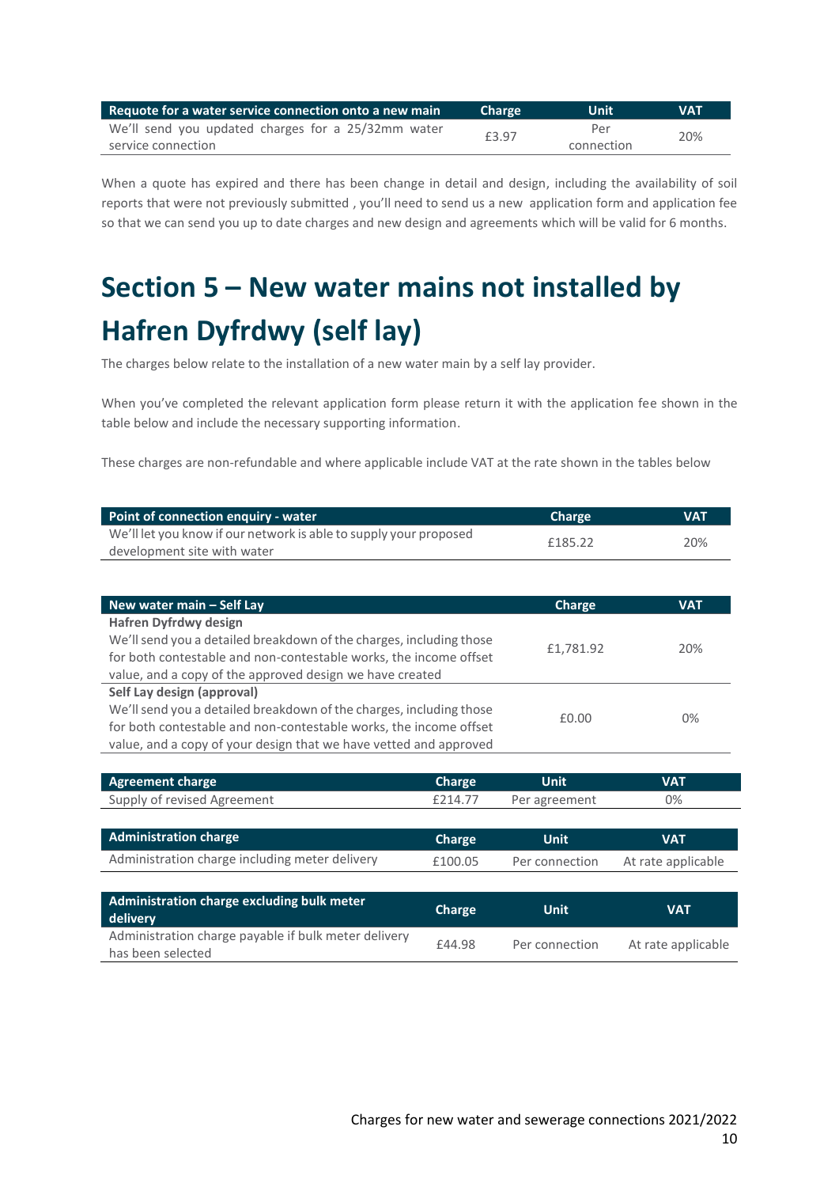| Requote for a water service connection onto a new main | Charge | Unit | VAT |
|---|---|---|---|
| We'll send you updated charges for a 25/32mm water service connection | £3.97 | Per connection | 20% |

When a quote has expired and there has been change in detail and design, including the availability of soil reports that were not previously submitted , you'll need to send us a new application form and application fee so that we can send you up to date charges and new design and agreements which will be valid for 6 months.

# Section 5 – New water mains not installed by Hafren Dyfrdwy (self lay)

The charges below relate to the installation of a new water main by a self lay provider.

When you've completed the relevant application form please return it with the application fee shown in the table below and include the necessary supporting information.

These charges are non-refundable and where applicable include VAT at the rate shown in the tables below

| Point of connection enquiry - water | Charge | VAT |
|---|---|---|
| We'll let you know if our network is able to supply your proposed development site with water | £185.22 | 20% |

| New water main – Self Lay | Charge | VAT |
|---|---|---|
| **Hafren Dyfrdwy design**<br>We'll send you a detailed breakdown of the charges, including those for both contestable and non-contestable works, the income offset value, and a copy of the approved design we have created | £1,781.92 | 20% |
| **Self Lay design (approval)**<br>We'll send you a detailed breakdown of the charges, including those for both contestable and non-contestable works, the income offset value, and a copy of your design that we have vetted and approved | £0.00 | 0% |

| Agreement charge | Charge | Unit | VAT |
|---|---|---|---|
| Supply of revised Agreement | £214.77 | Per agreement | 0% |

| Administration charge | Charge | Unit | VAT |
|---|---|---|---|
| Administration charge including meter delivery | £100.05 | Per connection | At rate applicable |

| Administration charge excluding bulk meter delivery | Charge | Unit | VAT |
|---|---|---|---|
| Administration charge payable if bulk meter delivery has been selected | £44.98 | Per connection | At rate applicable |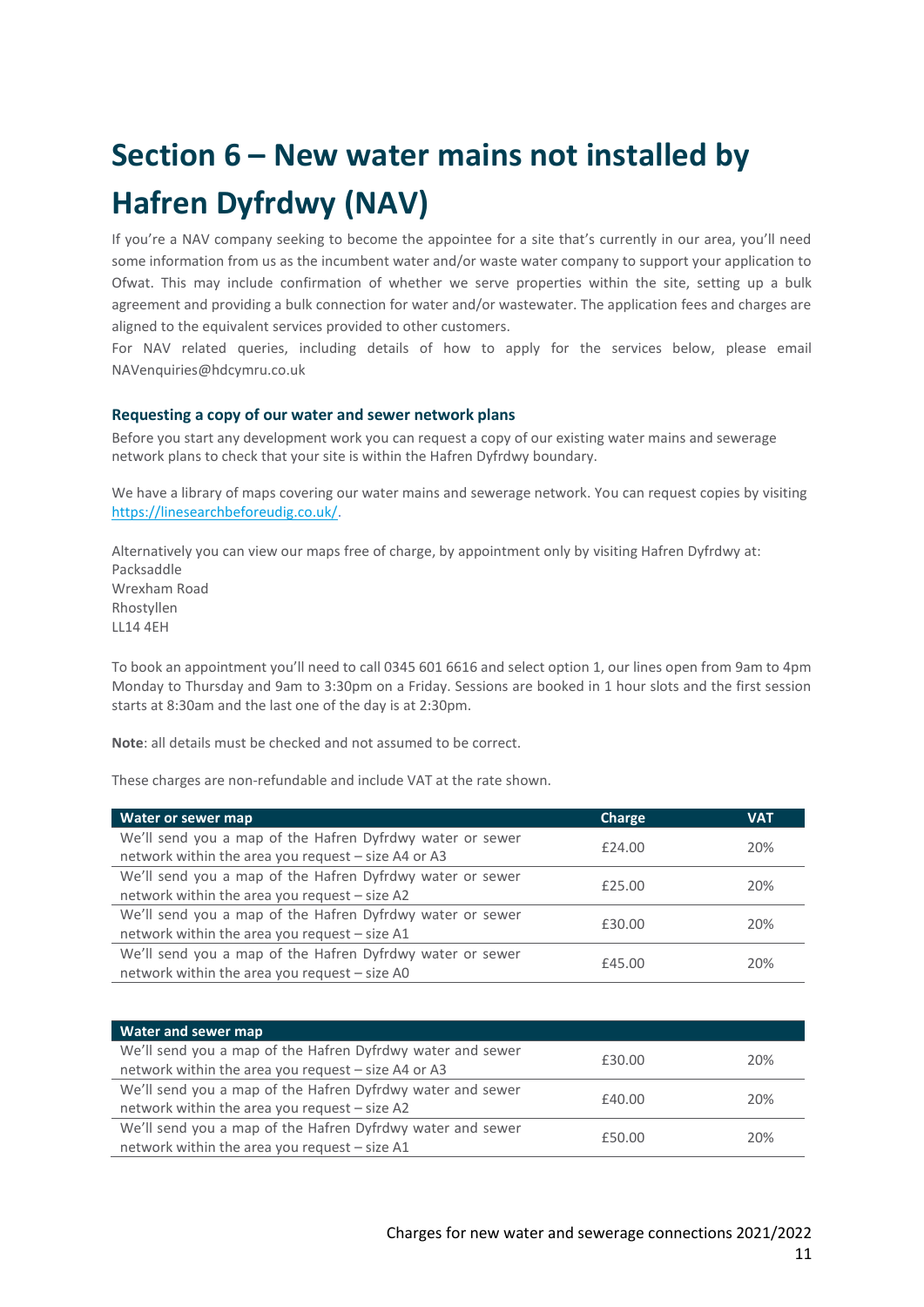# Section 6 – New water mains not installed by Hafren Dyfrdwy (NAV)

If you're a NAV company seeking to become the appointee for a site that's currently in our area, you'll need some information from us as the incumbent water and/or waste water company to support your application to Ofwat. This may include confirmation of whether we serve properties within the site, setting up a bulk agreement and providing a bulk connection for water and/or wastewater. The application fees and charges are aligned to the equivalent services provided to other customers.

For NAV related queries, including details of how to apply for the services below, please email NAVenquiries@hdcymru.co.uk

### Requesting a copy of our water and sewer network plans

Before you start any development work you can request a copy of our existing water mains and sewerage network plans to check that your site is within the Hafren Dyfrdwy boundary.

We have a library of maps covering our water mains and sewerage network. You can request copies by visiting https://linesearchbeforeudig.co.uk/.

Alternatively you can view our maps free of charge, by appointment only by visiting Hafren Dyfrdwy at:
Packsaddle
Wrexham Road
Rhostyllen
LL14 4EH

To book an appointment you'll need to call 0345 601 6616 and select option 1, our lines open from 9am to 4pm Monday to Thursday and 9am to 3:30pm on a Friday. Sessions are booked in 1 hour slots and the first session starts at 8:30am and the last one of the day is at 2:30pm.

**Note**: all details must be checked and not assumed to be correct.

These charges are non-refundable and include VAT at the rate shown.

| Water or sewer map | Charge | VAT |
|---|---|---|
| We'll send you a map of the Hafren Dyfrdwy water or sewer network within the area you request – size A4 or A3 | £24.00 | 20% |
| We'll send you a map of the Hafren Dyfrdwy water or sewer network within the area you request – size A2 | £25.00 | 20% |
| We'll send you a map of the Hafren Dyfrdwy water or sewer network within the area you request – size A1 | £30.00 | 20% |
| We'll send you a map of the Hafren Dyfrdwy water or sewer network within the area you request – size A0 | £45.00 | 20% |

| Water and sewer map | | |
|---|---|---|
| We'll send you a map of the Hafren Dyfrdwy water and sewer network within the area you request – size A4 or A3 | £30.00 | 20% |
| We'll send you a map of the Hafren Dyfrdwy water and sewer network within the area you request – size A2 | £40.00 | 20% |
| We'll send you a map of the Hafren Dyfrdwy water and sewer network within the area you request – size A1 | £50.00 | 20% |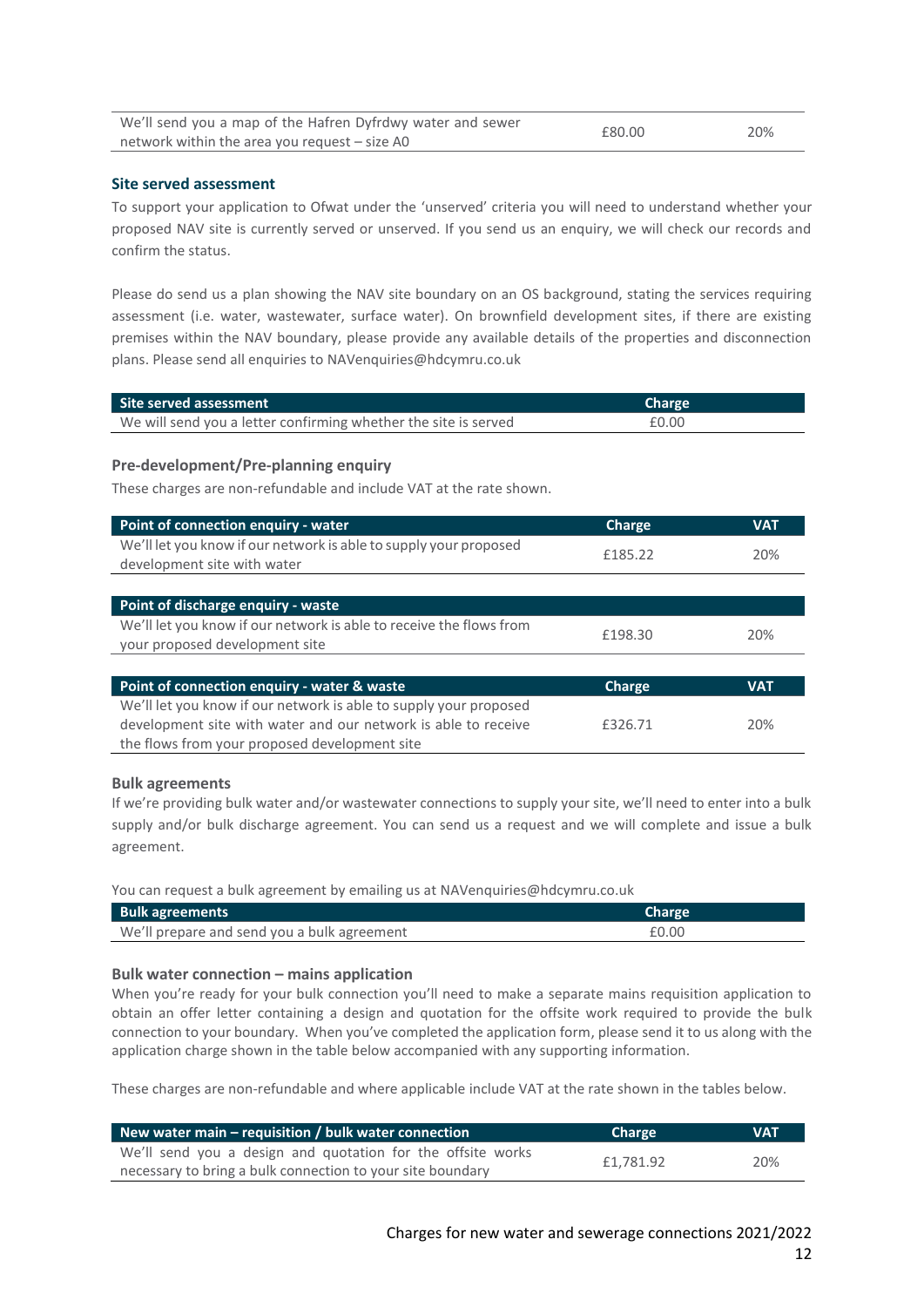| | | |
|---|---|---|
| We'll send you a map of the Hafren Dyfrdwy water and sewer network within the area you request – size A0 | £80.00 | 20% |

### Site served assessment

To support your application to Ofwat under the 'unserved' criteria you will need to understand whether your proposed NAV site is currently served or unserved. If you send us an enquiry, we will check our records and confirm the status.

Please do send us a plan showing the NAV site boundary on an OS background, stating the services requiring assessment (i.e. water, wastewater, surface water). On brownfield development sites, if there are existing premises within the NAV boundary, please provide any available details of the properties and disconnection plans. Please send all enquiries to NAVenquiries@hdcymru.co.uk

| Site served assessment | Charge |
|---|---|
| We will send you a letter confirming whether the site is served | £0.00 |

### Pre-development/Pre-planning enquiry

These charges are non-refundable and include VAT at the rate shown.

| Point of connection enquiry - water | Charge | VAT |
|---|---|---|
| We'll let you know if our network is able to supply your proposed development site with water | £185.22 | 20% |

| Point of discharge enquiry - waste | | |
|---|---|---|
| We'll let you know if our network is able to receive the flows from your proposed development site | £198.30 | 20% |

| Point of connection enquiry - water & waste | Charge | VAT |
|---|---|---|
| We'll let you know if our network is able to supply your proposed development site with water and our network is able to receive the flows from your proposed development site | £326.71 | 20% |

### Bulk agreements

If we're providing bulk water and/or wastewater connections to supply your site, we'll need to enter into a bulk supply and/or bulk discharge agreement. You can send us a request and we will complete and issue a bulk agreement.

You can request a bulk agreement by emailing us at NAVenquiries@hdcymru.co.uk

| Bulk agreements | Charge |
|---|---|
| We'll prepare and send you a bulk agreement | £0.00 |

### Bulk water connection – mains application

When you're ready for your bulk connection you'll need to make a separate mains requisition application to obtain an offer letter containing a design and quotation for the offsite work required to provide the bulk connection to your boundary. When you've completed the application form, please send it to us along with the application charge shown in the table below accompanied with any supporting information.

These charges are non-refundable and where applicable include VAT at the rate shown in the tables below.

| New water main – requisition / bulk water connection | Charge | VAT |
|---|---|---|
| We'll send you a design and quotation for the offsite works necessary to bring a bulk connection to your site boundary | £1,781.92 | 20% |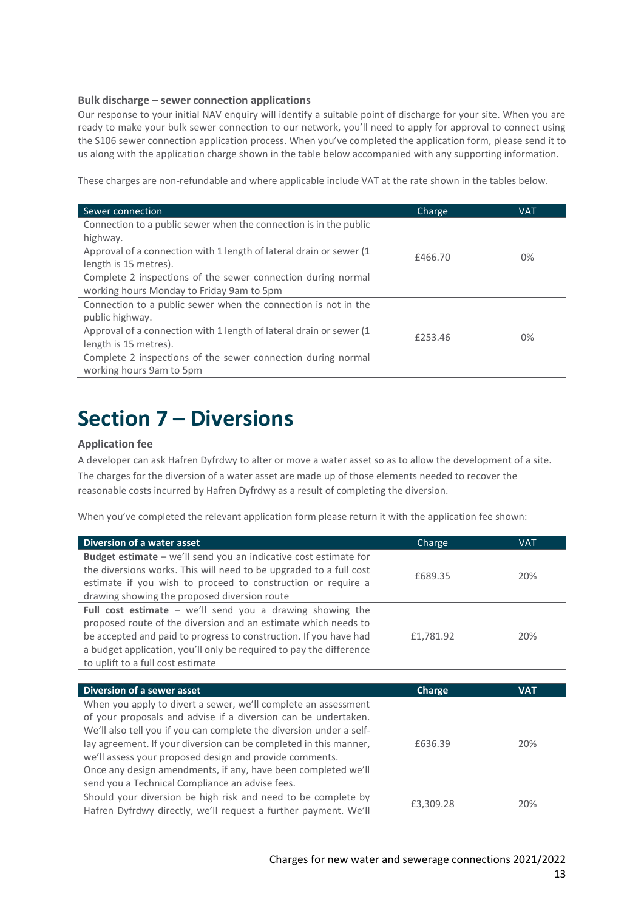### Bulk discharge – sewer connection applications

Our response to your initial NAV enquiry will identify a suitable point of discharge for your site. When you are ready to make your bulk sewer connection to our network, you'll need to apply for approval to connect using the S106 sewer connection application process. When you've completed the application form, please send it to us along with the application charge shown in the table below accompanied with any supporting information.

These charges are non-refundable and where applicable include VAT at the rate shown in the tables below.

| Sewer connection | Charge | VAT |
|---|---|---|
| Connection to a public sewer when the connection is in the public highway.<br>Approval of a connection with 1 length of lateral drain or sewer (1 length is 15 metres).<br>Complete 2 inspections of the sewer connection during normal working hours Monday to Friday 9am to 5pm | £466.70 | 0% |
| Connection to a public sewer when the connection is not in the public highway.<br>Approval of a connection with 1 length of lateral drain or sewer (1 length is 15 metres).<br>Complete 2 inspections of the sewer connection during normal working hours 9am to 5pm | £253.46 | 0% |

# Section 7 – Diversions

### Application fee

A developer can ask Hafren Dyfrdwy to alter or move a water asset so as to allow the development of a site. The charges for the diversion of a water asset are made up of those elements needed to recover the reasonable costs incurred by Hafren Dyfrdwy as a result of completing the diversion.

When you've completed the relevant application form please return it with the application fee shown:

| **Diversion of a water asset** | Charge | VAT |
|---|---|---|
| **Budget estimate** – we'll send you an indicative cost estimate for the diversions works. This will need to be upgraded to a full cost estimate if you wish to proceed to construction or require a drawing showing the proposed diversion route | £689.35 | 20% |
| **Full cost estimate** – we'll send you a drawing showing the proposed route of the diversion and an estimate which needs to be accepted and paid to progress to construction. If you have had a budget application, you'll only be required to pay the difference to uplift to a full cost estimate | £1,781.92 | 20% |

| **Diversion of a sewer asset** | **Charge** | **VAT** |
|---|---|---|
| When you apply to divert a sewer, we'll complete an assessment of your proposals and advise if a diversion can be undertaken. We'll also tell you if you can complete the diversion under a self-lay agreement. If your diversion can be completed in this manner, we'll assess your proposed design and provide comments.<br>Once any design amendments, if any, have been completed we'll send you a Technical Compliance an advise fees. | £636.39 | 20% |
| Should your diversion be high risk and need to be complete by Hafren Dyfrdwy directly, we'll request a further payment. We'll | £3,309.28 | 20% |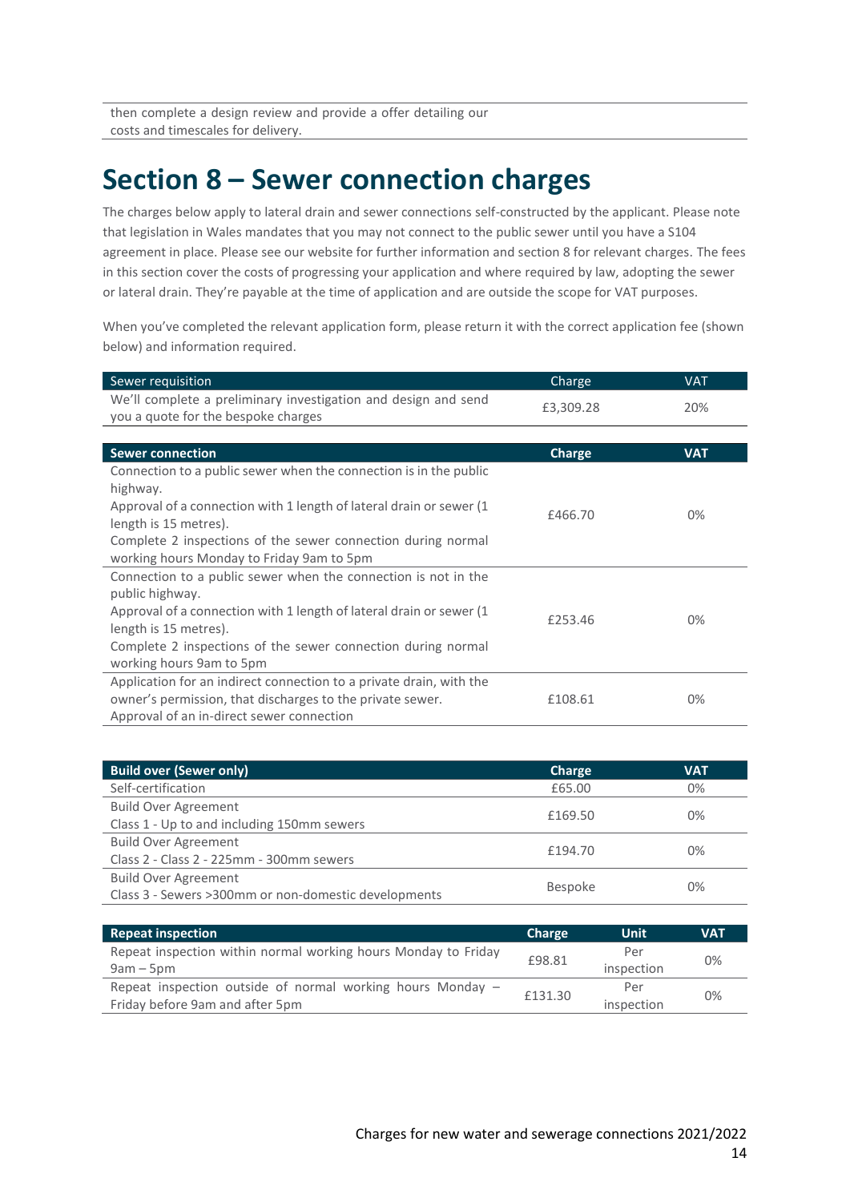then complete a design review and provide a offer detailing our costs and timescales for delivery.

# Section 8 – Sewer connection charges

The charges below apply to lateral drain and sewer connections self-constructed by the applicant. Please note that legislation in Wales mandates that you may not connect to the public sewer until you have a S104 agreement in place. Please see our website for further information and section 8 for relevant charges. The fees in this section cover the costs of progressing your application and where required by law, adopting the sewer or lateral drain. They're payable at the time of application and are outside the scope for VAT purposes.

When you've completed the relevant application form, please return it with the correct application fee (shown below) and information required.

| Sewer requisition | Charge | VAT |
|---|---|---|
| We'll complete a preliminary investigation and design and send you a quote for the bespoke charges | £3,309.28 | 20% |

| **Sewer connection** | **Charge** | **VAT** |
|---|---|---|
| Connection to a public sewer when the connection is in the public highway. Approval of a connection with 1 length of lateral drain or sewer (1 length is 15 metres). Complete 2 inspections of the sewer connection during normal working hours Monday to Friday 9am to 5pm | £466.70 | 0% |
| Connection to a public sewer when the connection is not in the public highway. Approval of a connection with 1 length of lateral drain or sewer (1 length is 15 metres). Complete 2 inspections of the sewer connection during normal working hours 9am to 5pm | £253.46 | 0% |
| Application for an indirect connection to a private drain, with the owner's permission, that discharges to the private sewer. Approval of an in-direct sewer connection | £108.61 | 0% |

| **Build over (Sewer only)** | **Charge** | **VAT** |
|---|---|---|
| Self-certification | £65.00 | 0% |
| Build Over Agreement Class 1 - Up to and including 150mm sewers | £169.50 | 0% |
| Build Over Agreement Class 2 - Class 2 - 225mm - 300mm sewers | £194.70 | 0% |
| Build Over Agreement Class 3 - Sewers >300mm or non-domestic developments | Bespoke | 0% |

| **Repeat inspection** | **Charge** | **Unit** | **VAT** |
|---|---|---|---|
| Repeat inspection within normal working hours Monday to Friday 9am – 5pm | £98.81 | Per inspection | 0% |
| Repeat inspection outside of normal working hours Monday – Friday before 9am and after 5pm | £131.30 | Per inspection | 0% |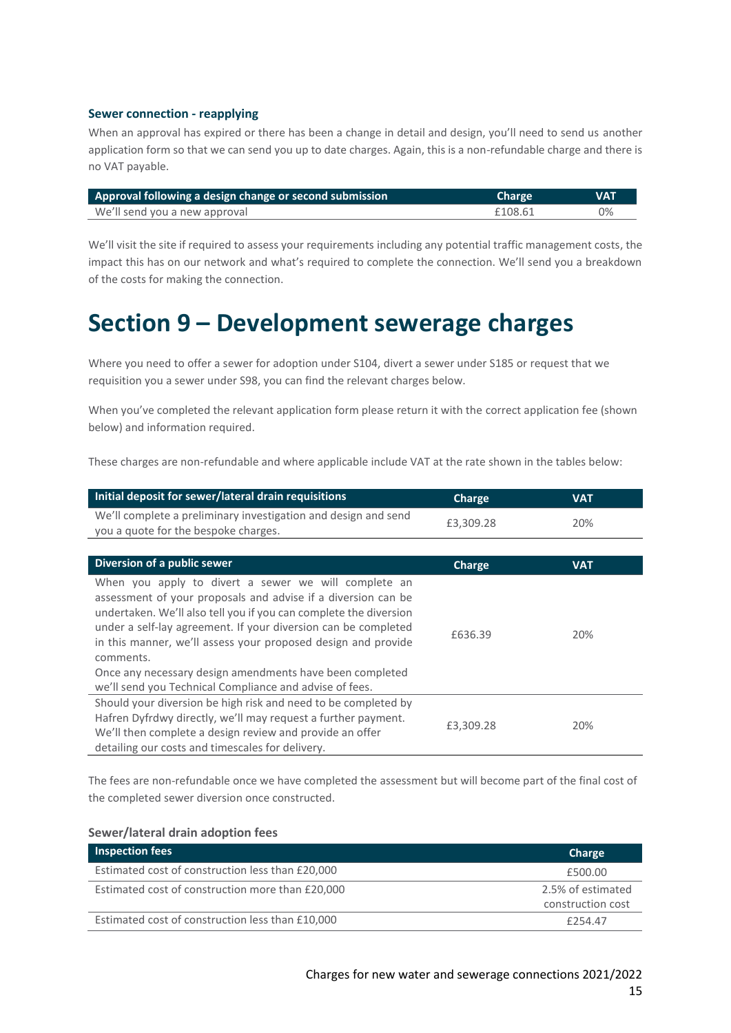### Sewer connection - reapplying

When an approval has expired or there has been a change in detail and design, you'll need to send us another application form so that we can send you up to date charges. Again, this is a non-refundable charge and there is no VAT payable.

| Approval following a design change or second submission | Charge | VAT |
|---|---|---|
| We'll send you a new approval | £108.61 | 0% |

We'll visit the site if required to assess your requirements including any potential traffic management costs, the impact this has on our network and what's required to complete the connection. We'll send you a breakdown of the costs for making the connection.

# Section 9 – Development sewerage charges

Where you need to offer a sewer for adoption under S104, divert a sewer under S185 or request that we requisition you a sewer under S98, you can find the relevant charges below.

When you've completed the relevant application form please return it with the correct application fee (shown below) and information required.

These charges are non-refundable and where applicable include VAT at the rate shown in the tables below:

| Initial deposit for sewer/lateral drain requisitions | Charge | VAT |
|---|---|---|
| We'll complete a preliminary investigation and design and send you a quote for the bespoke charges. | £3,309.28 | 20% |

| Diversion of a public sewer | Charge | VAT |
|---|---|---|
| When you apply to divert a sewer we will complete an assessment of your proposals and advise if a diversion can be undertaken. We'll also tell you if you can complete the diversion under a self-lay agreement. If your diversion can be completed in this manner, we'll assess your proposed design and provide comments.<br>Once any necessary design amendments have been completed we'll send you Technical Compliance and advise of fees. | £636.39 | 20% |
| Should your diversion be high risk and need to be completed by Hafren Dyfrdwy directly, we'll may request a further payment. We'll then complete a design review and provide an offer detailing our costs and timescales for delivery. | £3,309.28 | 20% |

The fees are non-refundable once we have completed the assessment but will become part of the final cost of the completed sewer diversion once constructed.

### Sewer/lateral drain adoption fees

| Inspection fees | Charge |
|---|---|
| Estimated cost of construction less than £20,000 | £500.00 |
| Estimated cost of construction more than £20,000 | 2.5% of estimated construction cost |
| Estimated cost of construction less than £10,000 | £254.47 |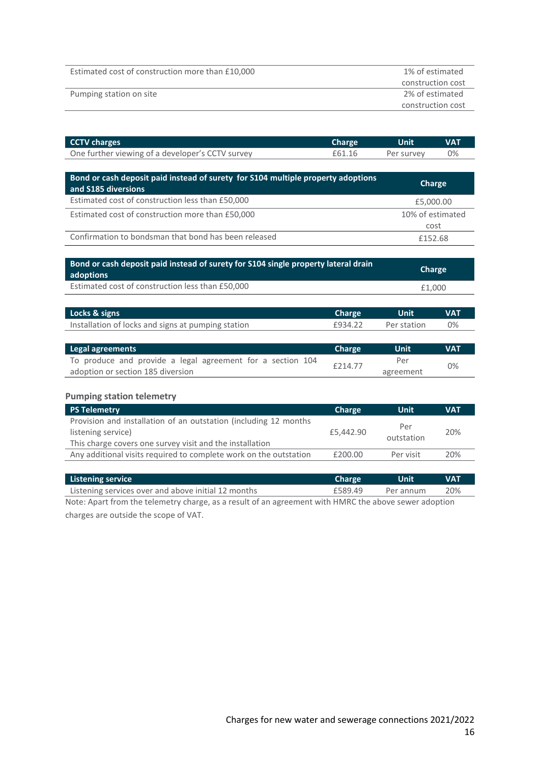| | |
|---|---|
| Estimated cost of construction more than £10,000 | 1% of estimated construction cost |
| Pumping station on site | 2% of estimated construction cost |

| CCTV charges | Charge | Unit | VAT |
|---|---|---|---|
| One further viewing of a developer's CCTV survey | £61.16 | Per survey | 0% |

| Bond or cash deposit paid instead of surety for S104 multiple property adoptions and S185 diversions | Charge |
|---|---|
| Estimated cost of construction less than £50,000 | £5,000.00 |
| Estimated cost of construction more than £50,000 | 10% of estimated cost |
| Confirmation to bondsman that bond has been released | £152.68 |

| Bond or cash deposit paid instead of surety for S104 single property lateral drain adoptions | Charge |
|---|---|
| Estimated cost of construction less than £50,000 | £1,000 |

| Locks & signs | Charge | Unit | VAT |
|---|---|---|---|
| Installation of locks and signs at pumping station | £934.22 | Per station | 0% |

| Legal agreements | Charge | Unit | VAT |
|---|---|---|---|
| To produce and provide a legal agreement for a section 104 adoption or section 185 diversion | £214.77 | Per agreement | 0% |

### Pumping station telemetry

| PS Telemetry | Charge | Unit | VAT |
|---|---|---|---|
| Provision and installation of an outstation (including 12 months listening service)<br>This charge covers one survey visit and the installation | £5,442.90 | Per outstation | 20% |
| Any additional visits required to complete work on the outstation | £200.00 | Per visit | 20% |

| Listening service | Charge | Unit | VAT |
|---|---|---|---|
| Listening services over and above initial 12 months | £589.49 | Per annum | 20% |

Note: Apart from the telemetry charge, as a result of an agreement with HMRC the above sewer adoption charges are outside the scope of VAT.